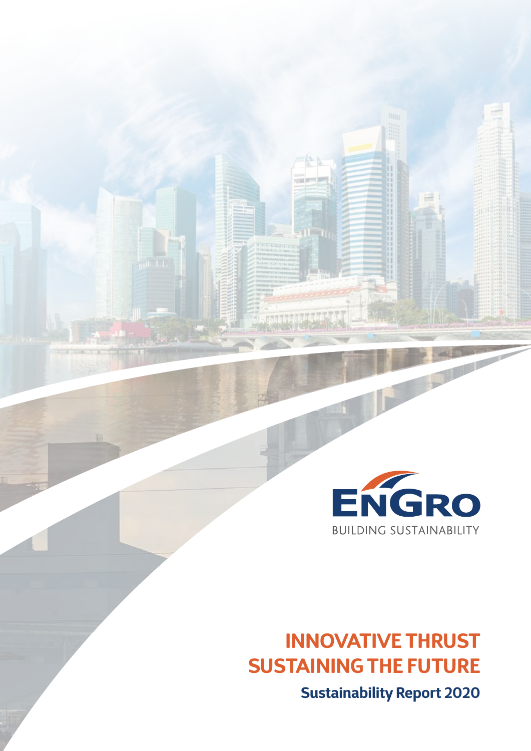ENGRO

BUILDING SUSTAINABILITY

# INNOVATIVE THRUST SUSTAINING THE FUTURE

## Sustainability Report 2020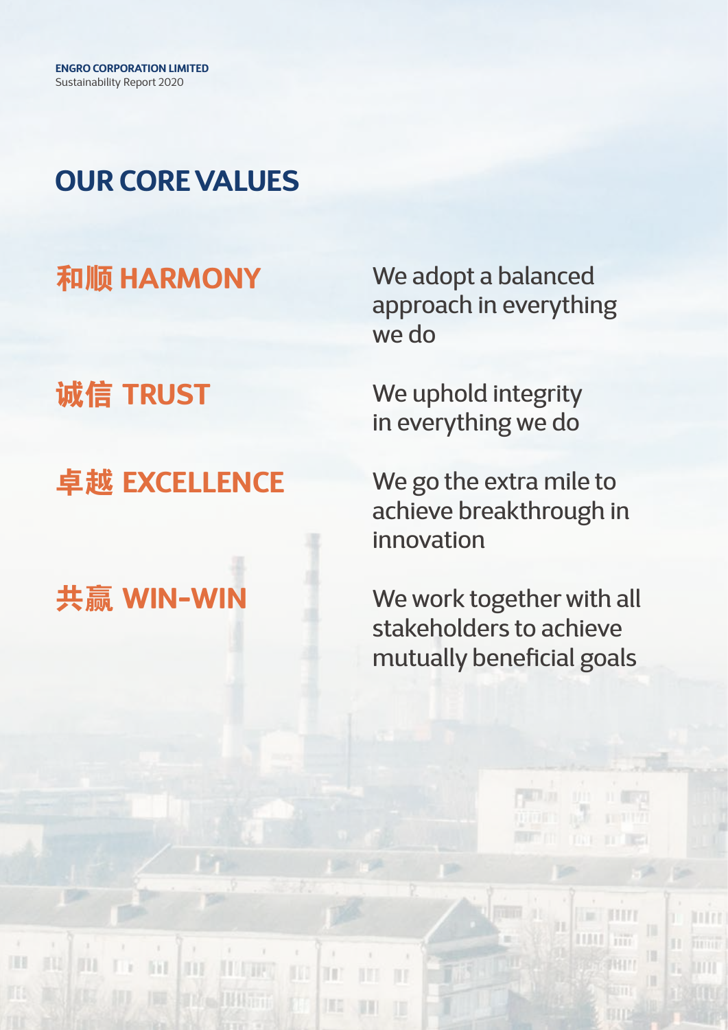# OUR CORE VALUES

**和顺 HARMONY**

We adopt a balanced approach in everything we do

**诚信 TRUST**

We uphold integrity in everything we do

**卓越 EXCELLENCE**

We go the extra mile to achieve breakthrough in innovation

**共赢 WIN-WIN**

We work together with all stakeholders to achieve mutually beneficial goals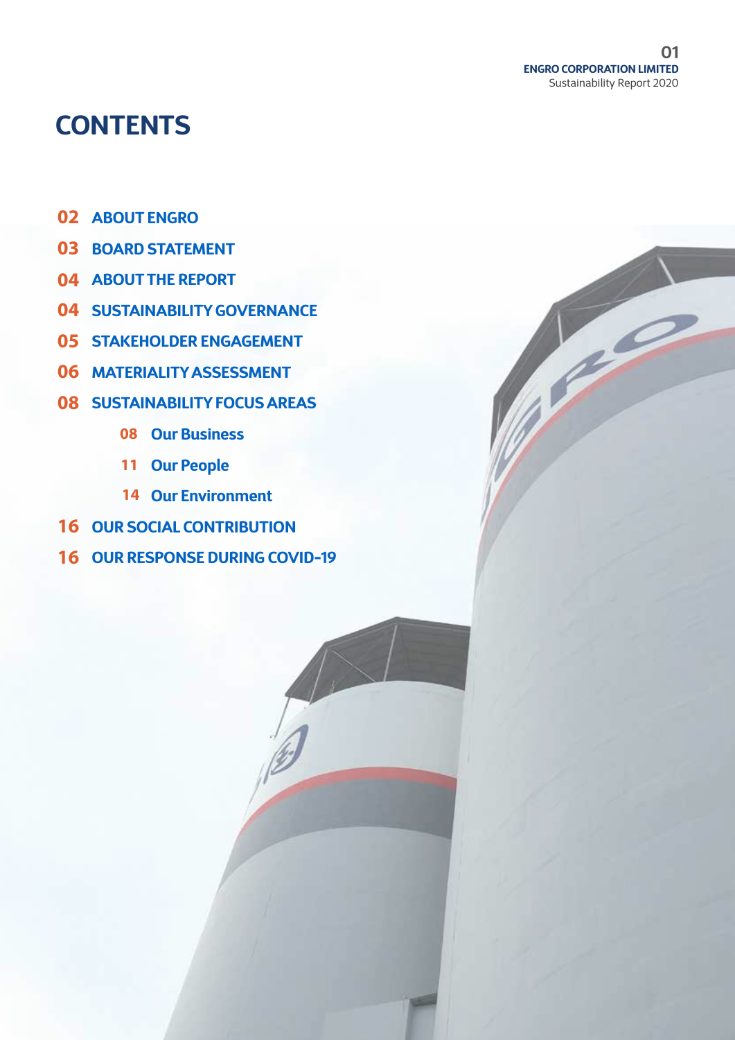# CONTENTS

- 02 ABOUT ENGRO
- 03 BOARD STATEMENT
- 04 ABOUT THE REPORT
- 04 SUSTAINABILITY GOVERNANCE
- 05 STAKEHOLDER ENGAGEMENT
- 06 MATERIALITY ASSESSMENT
- 08 SUSTAINABILITY FOCUS AREAS
  - 08 Our Business
  - 11 Our People
  - 14 Our Environment
- 16 OUR SOCIAL CONTRIBUTION
- 16 OUR RESPONSE DURING COVID-19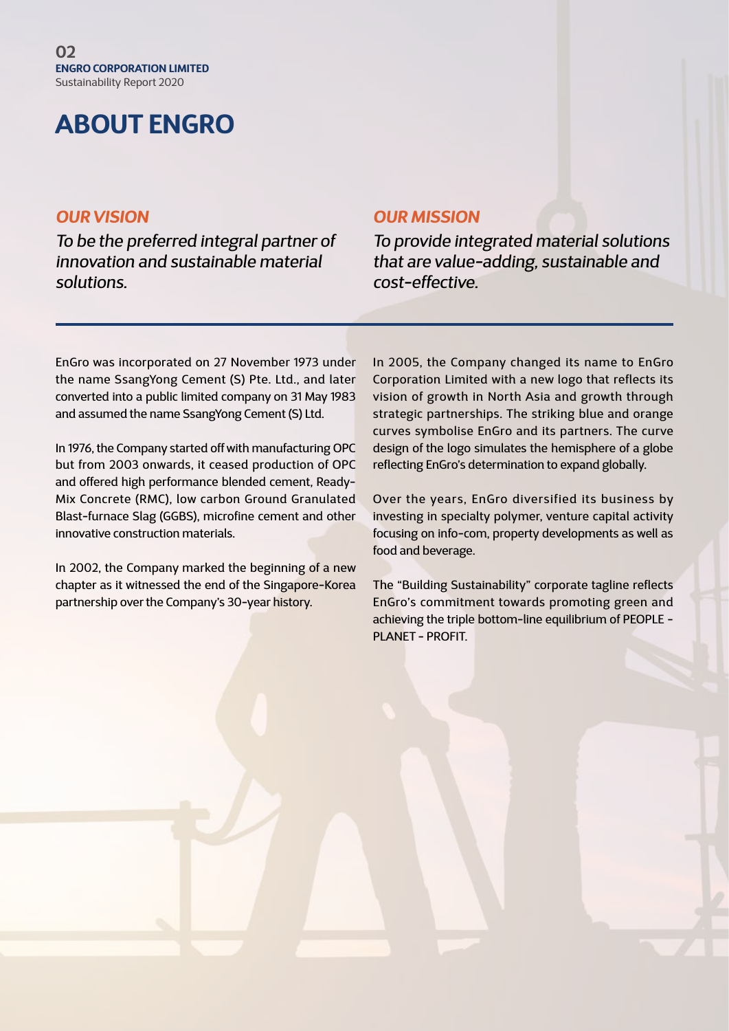# ABOUT ENGRO

## OUR VISION

*To be the preferred integral partner of innovation and sustainable material solutions.*

## OUR MISSION

*To provide integrated material solutions that are value-adding, sustainable and cost-effective.*

EnGro was incorporated on 27 November 1973 under the name SsangYong Cement (S) Pte. Ltd., and later converted into a public limited company on 31 May 1983 and assumed the name SsangYong Cement (S) Ltd.

In 1976, the Company started off with manufacturing OPC but from 2003 onwards, it ceased production of OPC and offered high performance blended cement, Ready-Mix Concrete (RMC), low carbon Ground Granulated Blast-furnace Slag (GGBS), microfine cement and other innovative construction materials.

In 2002, the Company marked the beginning of a new chapter as it witnessed the end of the Singapore-Korea partnership over the Company's 30-year history.

In 2005, the Company changed its name to EnGro Corporation Limited with a new logo that reflects its vision of growth in North Asia and growth through strategic partnerships. The striking blue and orange curves symbolise EnGro and its partners. The curve design of the logo simulates the hemisphere of a globe reflecting EnGro's determination to expand globally.

Over the years, EnGro diversified its business by investing in specialty polymer, venture capital activity focusing on info-com, property developments as well as food and beverage.

The "Building Sustainability" corporate tagline reflects EnGro's commitment towards promoting green and achieving the triple bottom-line equilibrium of PEOPLE - PLANET - PROFIT.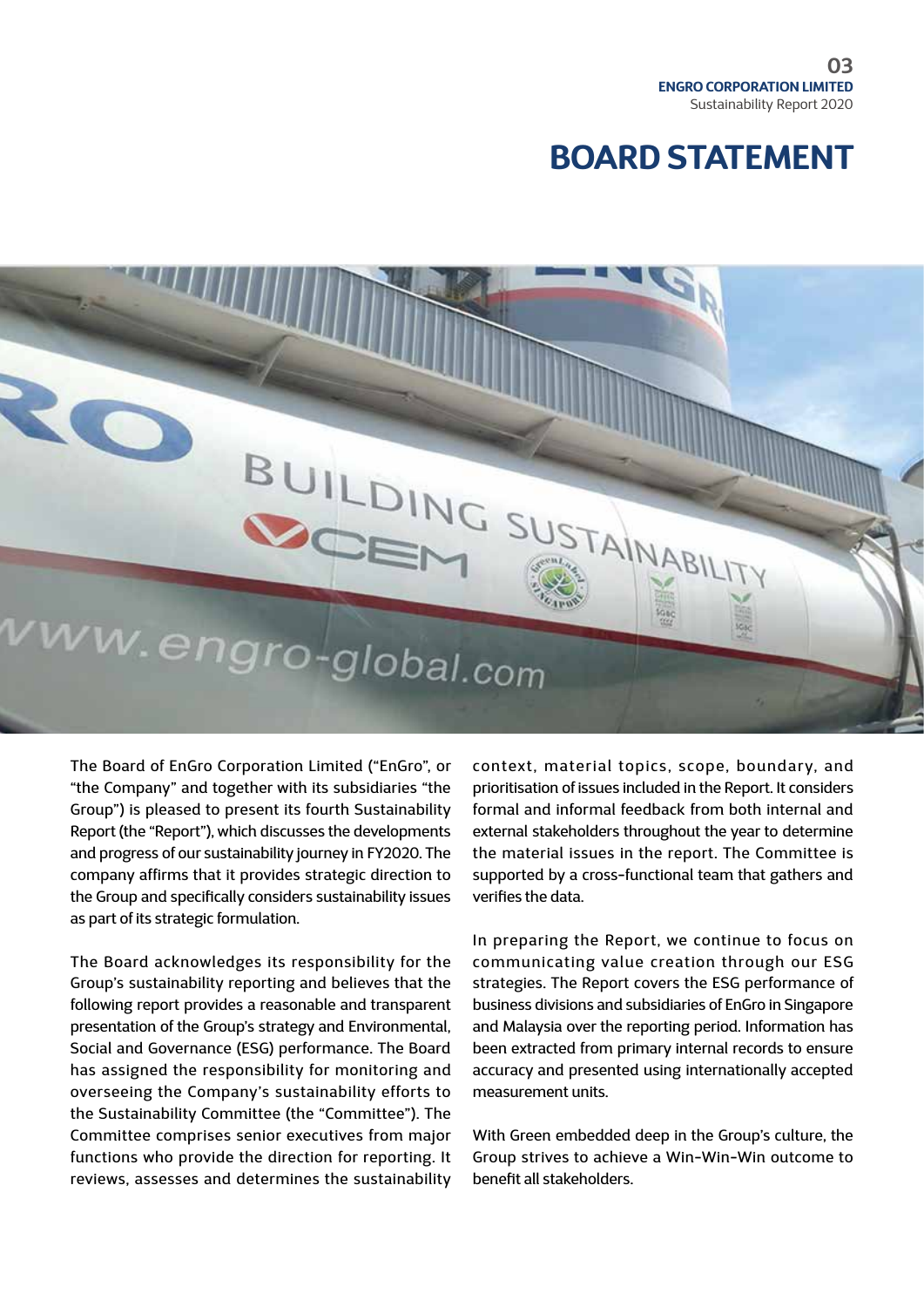# BOARD STATEMENT

The Board of EnGro Corporation Limited ("EnGro", or "the Company" and together with its subsidiaries "the Group") is pleased to present its fourth Sustainability Report (the "Report"), which discusses the developments and progress of our sustainability journey in FY2020. The company affirms that it provides strategic direction to the Group and specifically considers sustainability issues as part of its strategic formulation.

The Board acknowledges its responsibility for the Group's sustainability reporting and believes that the following report provides a reasonable and transparent presentation of the Group's strategy and Environmental, Social and Governance (ESG) performance. The Board has assigned the responsibility for monitoring and overseeing the Company's sustainability efforts to the Sustainability Committee (the "Committee"). The Committee comprises senior executives from major functions who provide the direction for reporting. It reviews, assesses and determines the sustainability context, material topics, scope, boundary, and prioritisation of issues included in the Report. It considers formal and informal feedback from both internal and external stakeholders throughout the year to determine the material issues in the report. The Committee is supported by a cross-functional team that gathers and verifies the data.

In preparing the Report, we continue to focus on communicating value creation through our ESG strategies. The Report covers the ESG performance of business divisions and subsidiaries of EnGro in Singapore and Malaysia over the reporting period. Information has been extracted from primary internal records to ensure accuracy and presented using internationally accepted measurement units.

With Green embedded deep in the Group's culture, the Group strives to achieve a Win-Win-Win outcome to benefit all stakeholders.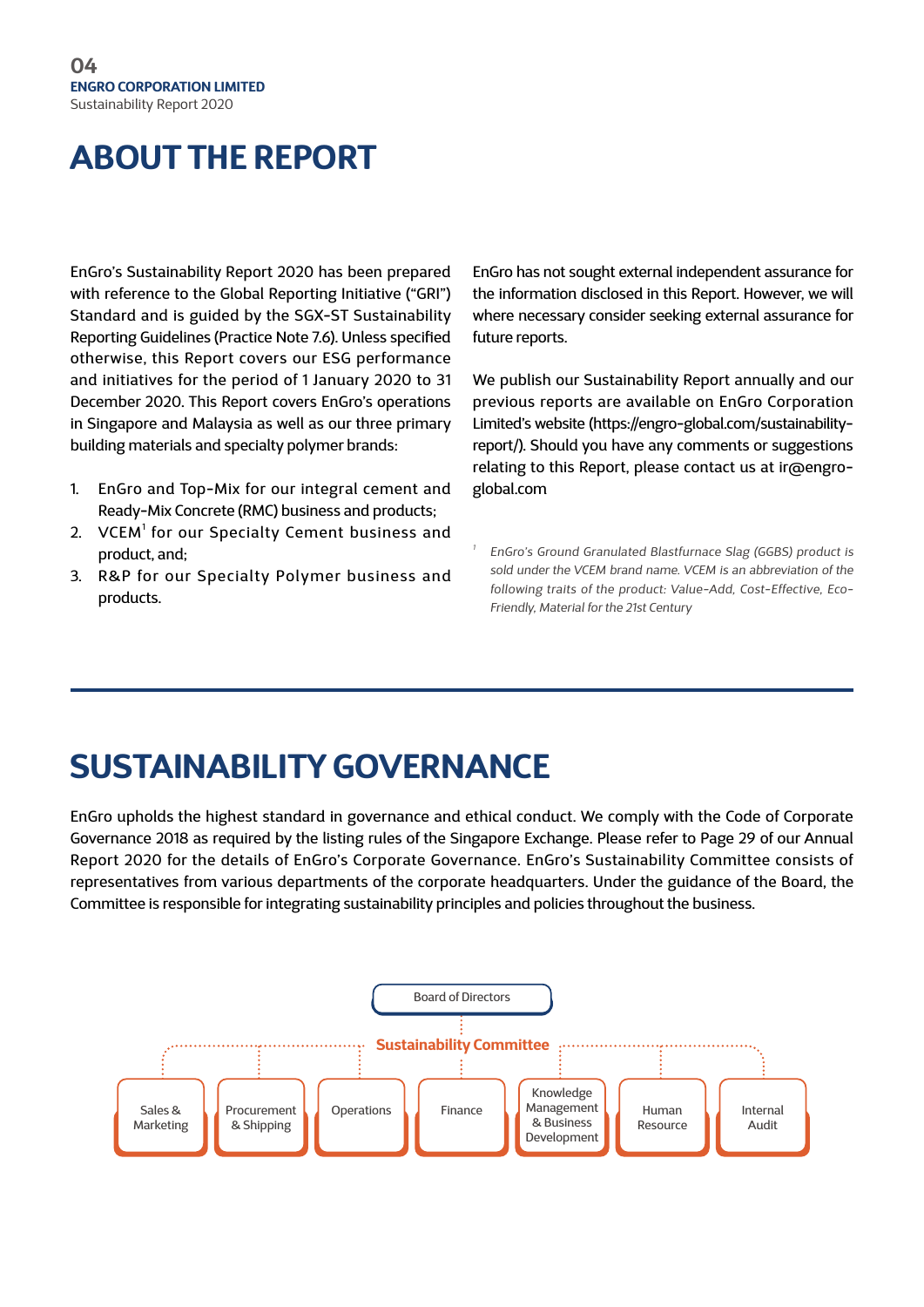# ABOUT THE REPORT

EnGro's Sustainability Report 2020 has been prepared with reference to the Global Reporting Initiative ("GRI") Standard and is guided by the SGX-ST Sustainability Reporting Guidelines (Practice Note 7.6). Unless specified otherwise, this Report covers our ESG performance and initiatives for the period of 1 January 2020 to 31 December 2020. This Report covers EnGro's operations in Singapore and Malaysia as well as our three primary building materials and specialty polymer brands:

1. EnGro and Top-Mix for our integral cement and Ready-Mix Concrete (RMC) business and products;
2. VCEM[1] for our Specialty Cement business and product, and;
3. R&P for our Specialty Polymer business and products.

EnGro has not sought external independent assurance for the information disclosed in this Report. However, we will where necessary consider seeking external assurance for future reports.

We publish our Sustainability Report annually and our previous reports are available on EnGro Corporation Limited's website (https://engro-global.com/sustainability-report/). Should you have any comments or suggestions relating to this Report, please contact us at ir@engro-global.com

[1] *EnGro's Ground Granulated Blastfurnace Slag (GGBS) product is sold under the VCEM brand name. VCEM is an abbreviation of the following traits of the product: Value-Add, Cost-Effective, Eco-Friendly, Material for the 21st Century*

# SUSTAINABILITY GOVERNANCE

EnGro upholds the highest standard in governance and ethical conduct. We comply with the Code of Corporate Governance 2018 as required by the listing rules of the Singapore Exchange. Please refer to Page 29 of our Annual Report 2020 for the details of EnGro's Corporate Governance. EnGro's Sustainability Committee consists of representatives from various departments of the corporate headquarters. Under the guidance of the Board, the Committee is responsible for integrating sustainability principles and policies throughout the business.

Board of Directors

Sustainability Committee

- Sales & Marketing
- Procurement & Shipping
- Operations
- Finance
- Knowledge Management & Business Development
- Human Resource
- Internal Audit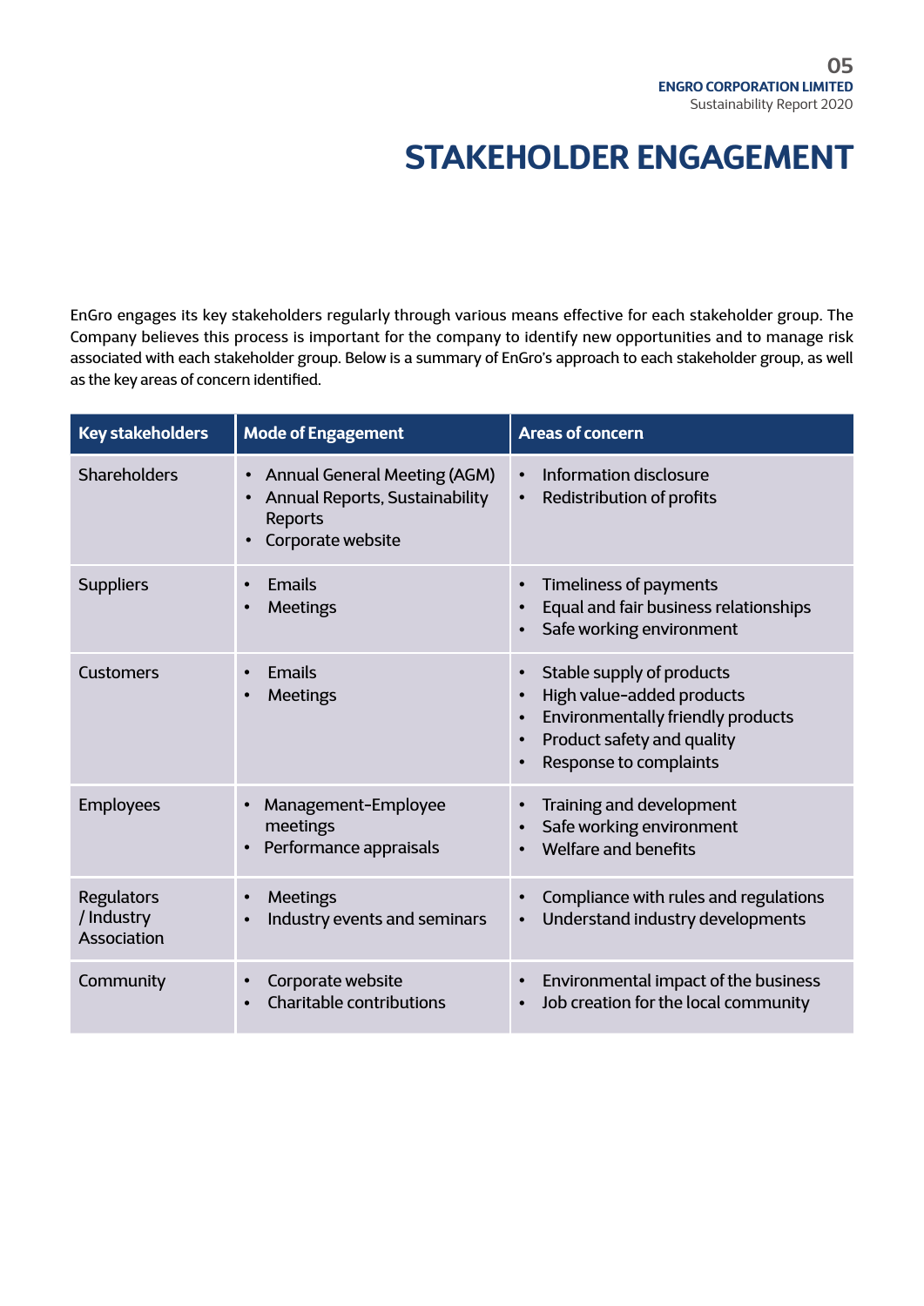# STAKEHOLDER ENGAGEMENT

EnGro engages its key stakeholders regularly through various means effective for each stakeholder group. The Company believes this process is important for the company to identify new opportunities and to manage risk associated with each stakeholder group. Below is a summary of EnGro's approach to each stakeholder group, as well as the key areas of concern identified.

| Key stakeholders | Mode of Engagement | Areas of concern |
|---|---|---|
| Shareholders | • Annual General Meeting (AGM)<br>• Annual Reports, Sustainability Reports<br>• Corporate website | • Information disclosure<br>• Redistribution of profits |
| Suppliers | • Emails<br>• Meetings | • Timeliness of payments<br>• Equal and fair business relationships<br>• Safe working environment |
| Customers | • Emails<br>• Meetings | • Stable supply of products<br>• High value-added products<br>• Environmentally friendly products<br>• Product safety and quality<br>• Response to complaints |
| Employees | • Management-Employee meetings<br>• Performance appraisals | • Training and development<br>• Safe working environment<br>• Welfare and benefits |
| Regulators / Industry Association | • Meetings<br>• Industry events and seminars | • Compliance with rules and regulations<br>• Understand industry developments |
| Community | • Corporate website<br>• Charitable contributions | • Environmental impact of the business<br>• Job creation for the local community |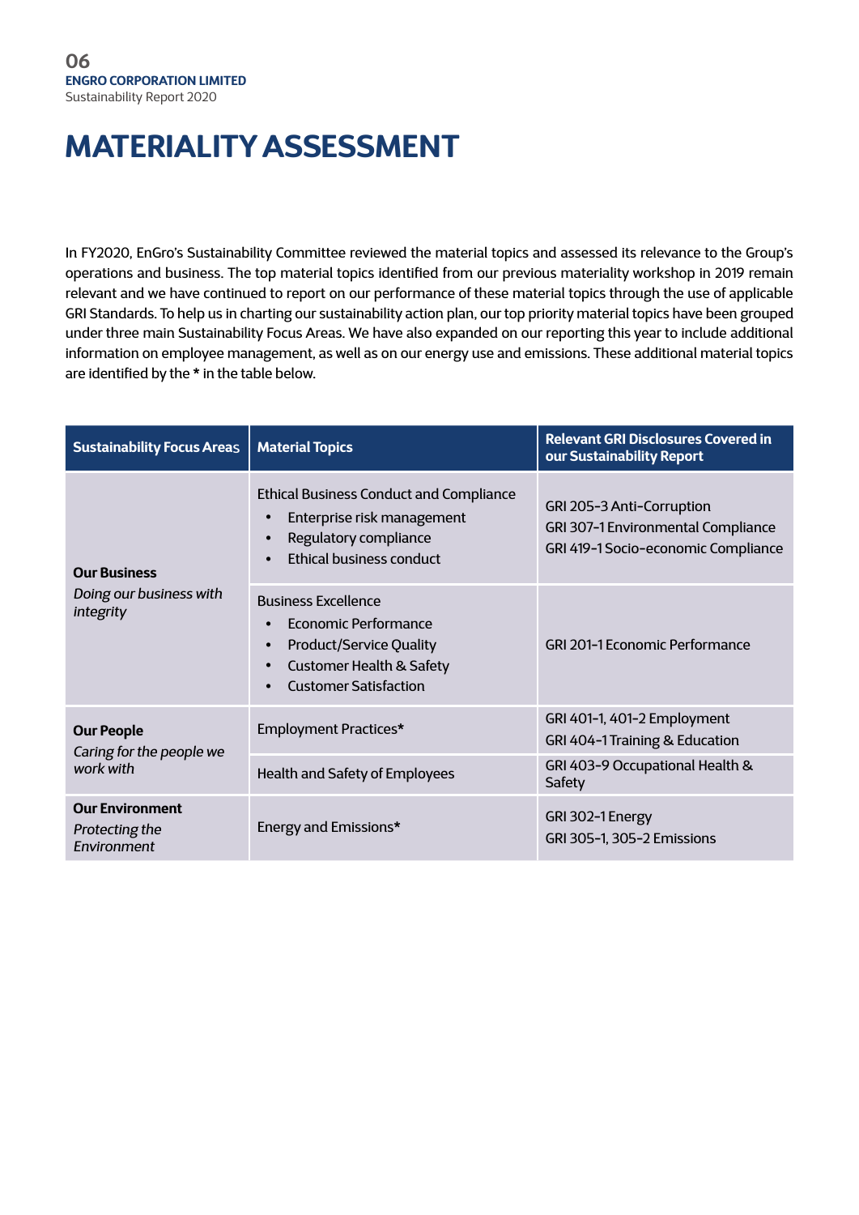# MATERIALITY ASSESSMENT

In FY2020, EnGro's Sustainability Committee reviewed the material topics and assessed its relevance to the Group's operations and business. The top material topics identified from our previous materiality workshop in 2019 remain relevant and we have continued to report on our performance of these material topics through the use of applicable GRI Standards. To help us in charting our sustainability action plan, our top priority material topics have been grouped under three main Sustainability Focus Areas. We have also expanded on our reporting this year to include additional information on employee management, as well as on our energy use and emissions. These additional material topics are identified by the **\*** in the table below.

| Sustainability Focus Areas | Material Topics | Relevant GRI Disclosures Covered in our Sustainability Report |
|---|---|---|
| **Our Business**<br>*Doing our business with integrity* | Ethical Business Conduct and Compliance<br>• Enterprise risk management<br>• Regulatory compliance<br>• Ethical business conduct | GRI 205-3 Anti-Corruption<br>GRI 307-1 Environmental Compliance<br>GRI 419-1 Socio-economic Compliance |
| | Business Excellence<br>• Economic Performance<br>• Product/Service Quality<br>• Customer Health & Safety<br>• Customer Satisfaction | GRI 201-1 Economic Performance |
| **Our People**<br>*Caring for the people we work with* | Employment Practices* | GRI 401-1, 401-2 Employment<br>GRI 404-1 Training & Education |
| | Health and Safety of Employees | GRI 403-9 Occupational Health & Safety |
| **Our Environment**<br>*Protecting the Environment* | Energy and Emissions* | GRI 302-1 Energy<br>GRI 305-1, 305-2 Emissions |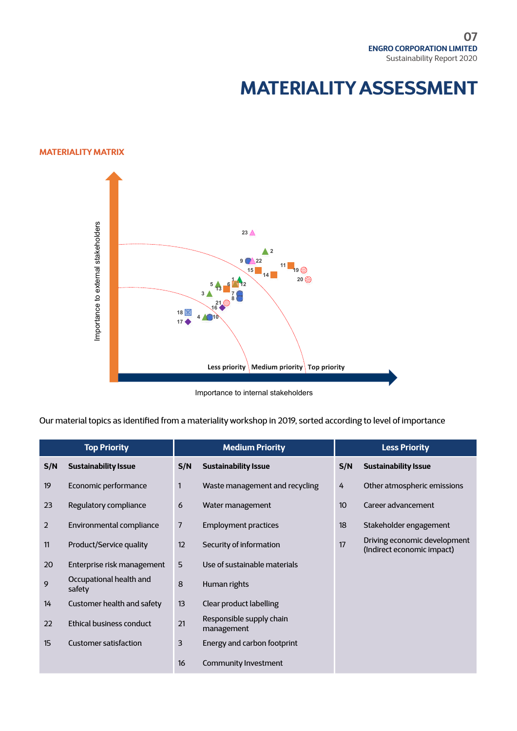# MATERIALITY ASSESSMENT

## MATERIALITY MATRIX

Importance to external stakeholders

Less priority | Medium priority | Top priority

Importance to internal stakeholders

Our material topics as identified from a materiality workshop in 2019, sorted according to level of importance

| Top Priority | | Medium Priority | | Less Priority | |
|---|---|---|---|---|---|
| **S/N** | **Sustainability Issue** | **S/N** | **Sustainability Issue** | **S/N** | **Sustainability Issue** |
| 19 | Economic performance | 1 | Waste management and recycling | 4 | Other atmospheric emissions |
| 23 | Regulatory compliance | 6 | Water management | 10 | Career advancement |
| 2 | Environmental compliance | 7 | Employment practices | 18 | Stakeholder engagement |
| 11 | Product/Service quality | 12 | Security of information | 17 | Driving economic development (Indirect economic impact) |
| 20 | Enterprise risk management | 5 | Use of sustainable materials | | |
| 9 | Occupational health and safety | 8 | Human rights | | |
| 14 | Customer health and safety | 13 | Clear product labelling | | |
| 22 | Ethical business conduct | 21 | Responsible supply chain management | | |
| 15 | Customer satisfaction | 3 | Energy and carbon footprint | | |
| | | 16 | Community Investment | | |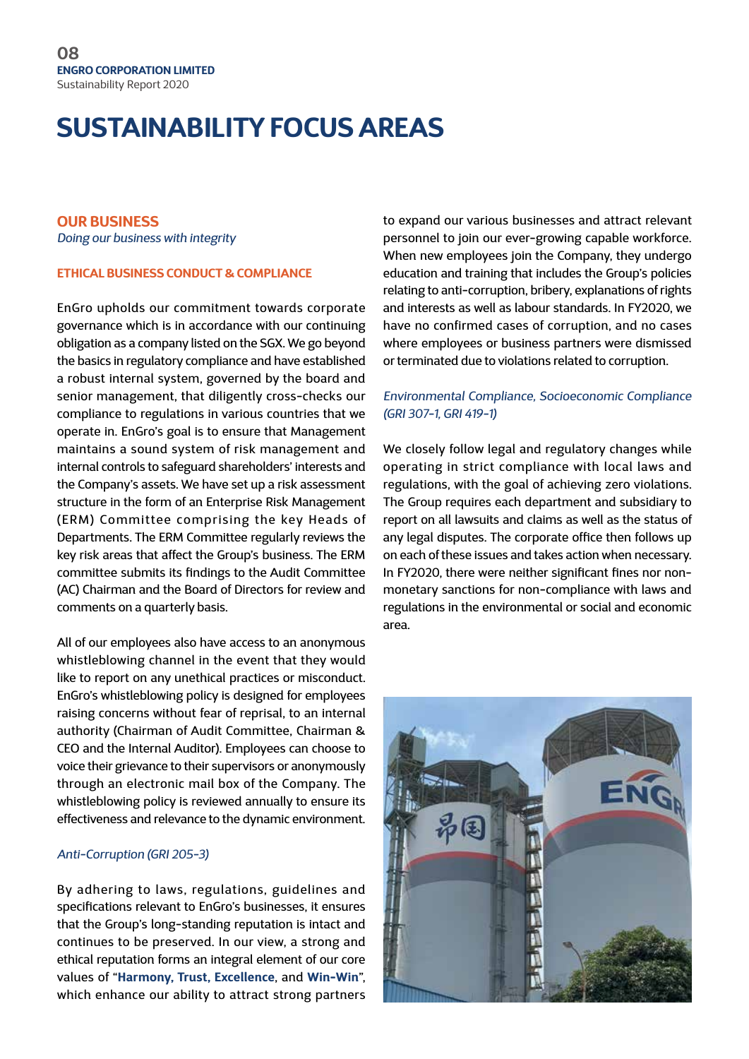# SUSTAINABILITY FOCUS AREAS

## OUR BUSINESS

*Doing our business with integrity*

### ETHICAL BUSINESS CONDUCT & COMPLIANCE

EnGro upholds our commitment towards corporate governance which is in accordance with our continuing obligation as a company listed on the SGX. We go beyond the basics in regulatory compliance and have established a robust internal system, governed by the board and senior management, that diligently cross-checks our compliance to regulations in various countries that we operate in. EnGro's goal is to ensure that Management maintains a sound system of risk management and internal controls to safeguard shareholders' interests and the Company's assets. We have set up a risk assessment structure in the form of an Enterprise Risk Management (ERM) Committee comprising the key Heads of Departments. The ERM Committee regularly reviews the key risk areas that affect the Group's business. The ERM committee submits its findings to the Audit Committee (AC) Chairman and the Board of Directors for review and comments on a quarterly basis.

All of our employees also have access to an anonymous whistleblowing channel in the event that they would like to report on any unethical practices or misconduct. EnGro's whistleblowing policy is designed for employees raising concerns without fear of reprisal, to an internal authority (Chairman of Audit Committee, Chairman & CEO and the Internal Auditor). Employees can choose to voice their grievance to their supervisors or anonymously through an electronic mail box of the Company. The whistleblowing policy is reviewed annually to ensure its effectiveness and relevance to the dynamic environment.

*Anti-Corruption (GRI 205-3)*

By adhering to laws, regulations, guidelines and specifications relevant to EnGro's businesses, it ensures that the Group's long-standing reputation is intact and continues to be preserved. In our view, a strong and ethical reputation forms an integral element of our core values of "**Harmony, Trust, Excellence**, and **Win-Win**", which enhance our ability to attract strong partners to expand our various businesses and attract relevant personnel to join our ever-growing capable workforce. When new employees join the Company, they undergo education and training that includes the Group's policies relating to anti-corruption, bribery, explanations of rights and interests as well as labour standards. In FY2020, we have no confirmed cases of corruption, and no cases where employees or business partners were dismissed or terminated due to violations related to corruption.

*Environmental Compliance, Socioeconomic Compliance (GRI 307-1, GRI 419-1)*

We closely follow legal and regulatory changes while operating in strict compliance with local laws and regulations, with the goal of achieving zero violations. The Group requires each department and subsidiary to report on all lawsuits and claims as well as the status of any legal disputes. The corporate office then follows up on each of these issues and takes action when necessary. In FY2020, there were neither significant fines nor non-monetary sanctions for non-compliance with laws and regulations in the environmental or social and economic area.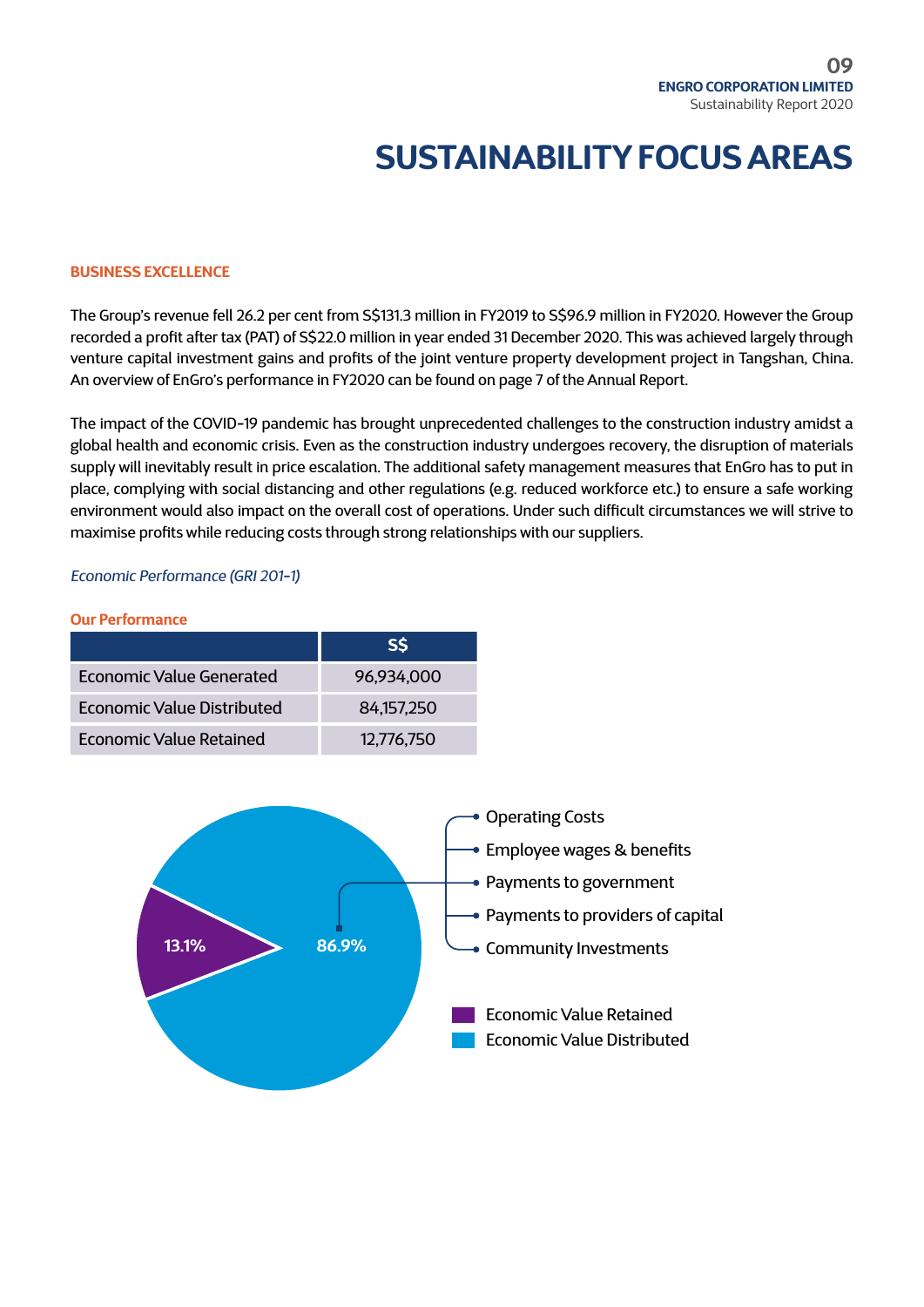# SUSTAINABILITY FOCUS AREAS

## BUSINESS EXCELLENCE

The Group's revenue fell 26.2 per cent from S$131.3 million in FY2019 to S$96.9 million in FY2020. However the Group recorded a profit after tax (PAT) of S$22.0 million in year ended 31 December 2020. This was achieved largely through venture capital investment gains and profits of the joint venture property development project in Tangshan, China. An overview of EnGro's performance in FY2020 can be found on page 7 of the Annual Report.

The impact of the COVID-19 pandemic has brought unprecedented challenges to the construction industry amidst a global health and economic crisis. Even as the construction industry undergoes recovery, the disruption of materials supply will inevitably result in price escalation. The additional safety management measures that EnGro has to put in place, complying with social distancing and other regulations (e.g. reduced workforce etc.) to ensure a safe working environment would also impact on the overall cost of operations. Under such difficult circumstances we will strive to maximise profits while reducing costs through strong relationships with our suppliers.

*Economic Performance (GRI 201-1)*

### Our Performance

| | S$ |
|---|---|
| Economic Value Generated | 96,934,000 |
| Economic Value Distributed | 84,157,250 |
| Economic Value Retained | 12,776,750 |

13.1%

86.9%

- Operating Costs
- Employee wages & benefits
- Payments to government
- Payments to providers of capital
- Community Investments

Economic Value Retained

Economic Value Distributed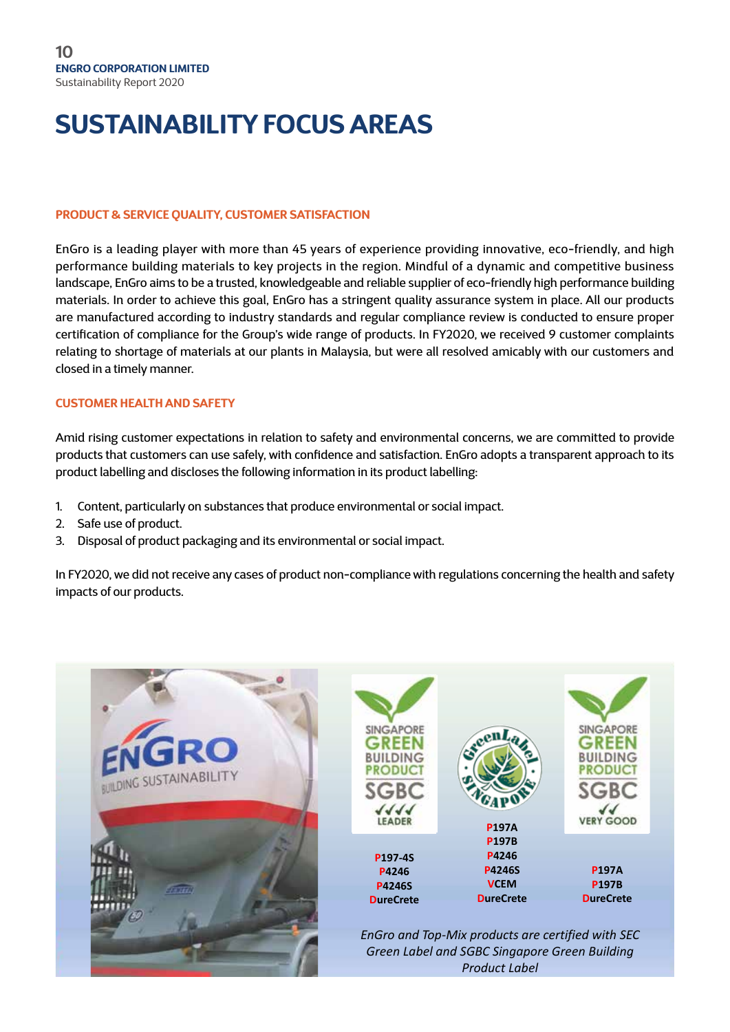# SUSTAINABILITY FOCUS AREAS

## PRODUCT & SERVICE QUALITY, CUSTOMER SATISFACTION

EnGro is a leading player with more than 45 years of experience providing innovative, eco-friendly, and high performance building materials to key projects in the region. Mindful of a dynamic and competitive business landscape, EnGro aims to be a trusted, knowledgeable and reliable supplier of eco-friendly high performance building materials. In order to achieve this goal, EnGro has a stringent quality assurance system in place. All our products are manufactured according to industry standards and regular compliance review is conducted to ensure proper certification of compliance for the Group's wide range of products. In FY2020, we received 9 customer complaints relating to shortage of materials at our plants in Malaysia, but were all resolved amicably with our customers and closed in a timely manner.

## CUSTOMER HEALTH AND SAFETY

Amid rising customer expectations in relation to safety and environmental concerns, we are committed to provide products that customers can use safely, with confidence and satisfaction. EnGro adopts a transparent approach to its product labelling and discloses the following information in its product labelling:

1. Content, particularly on substances that produce environmental or social impact.
2. Safe use of product.
3. Disposal of product packaging and its environmental or social impact.

In FY2020, we did not receive any cases of product non-compliance with regulations concerning the health and safety impacts of our products.

| SGBC Singapore Green Building Product – Leader | Singapore Green Label | SGBC Singapore Green Building Product – Very Good |
| --- | --- | --- |
| P197-4S | P197A | P197A |
| P4246 | P197B | P197B |
| P4246S | P4246 | DureCrete |
| DureCrete | P4246S | |
| | VCEM | |
| | DureCrete | |

*EnGro and Top-Mix products are certified with SEC Green Label and SGBC Singapore Green Building Product Label*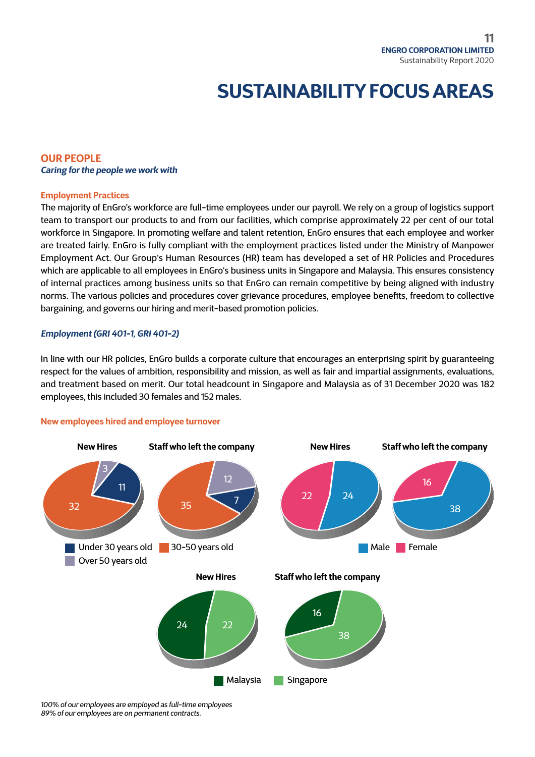# SUSTAINABILITY FOCUS AREAS

## OUR PEOPLE

***Caring for the people we work with***

### Employment Practices

The majority of EnGro's workforce are full-time employees under our payroll. We rely on a group of logistics support team to transport our products to and from our facilities, which comprise approximately 22 per cent of our total workforce in Singapore. In promoting welfare and talent retention, EnGro ensures that each employee and worker are treated fairly. EnGro is fully compliant with the employment practices listed under the Ministry of Manpower Employment Act. Our Group's Human Resources (HR) team has developed a set of HR Policies and Procedures which are applicable to all employees in EnGro's business units in Singapore and Malaysia. This ensures consistency of internal practices among business units so that EnGro can remain competitive by being aligned with industry norms. The various policies and procedures cover grievance procedures, employee benefits, freedom to collective bargaining, and governs our hiring and merit-based promotion policies.

***Employment (GRI 401-1, GRI 401-2)***

In line with our HR policies, EnGro builds a corporate culture that encourages an enterprising spirit by guaranteeing respect for the values of ambition, responsibility and mission, as well as fair and impartial assignments, evaluations, and treatment based on merit. Our total headcount in Singapore and Malaysia as of 31 December 2020 was 182 employees, this included 30 females and 152 males.

### New employees hired and employee turnover

| | New Hires | Staff who left the company |
|---|---|---|
| Under 30 years old | 11 | 7 |
| 30-50 years old | 32 | 35 |
| Over 50 years old | 3 | 12 |

| | New Hires | Staff who left the company |
|---|---|---|
| Male | 24 | 38 |
| Female | 22 | 16 |

| | New Hires | Staff who left the company |
|---|---|---|
| Malaysia | 24 | 16 |
| Singapore | 22 | 38 |

*100% of our employees are employed as full-time employees*
*89% of our employees are on permanent contracts.*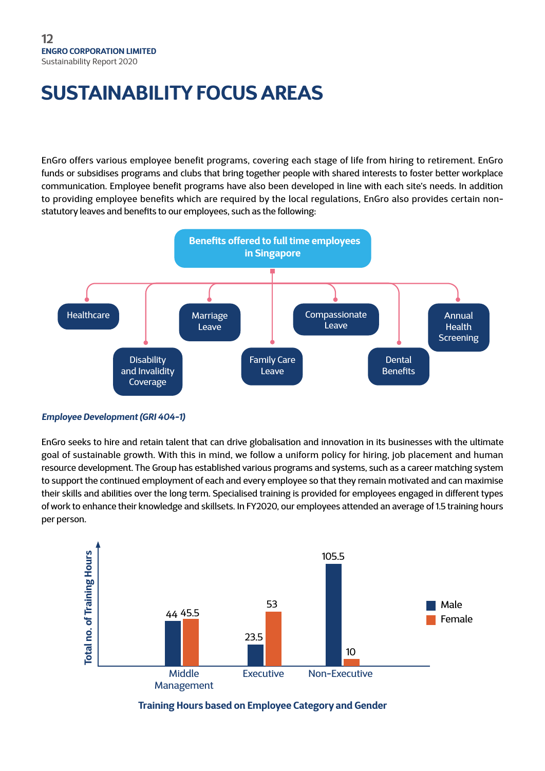# SUSTAINABILITY FOCUS AREAS

EnGro offers various employee benefit programs, covering each stage of life from hiring to retirement. EnGro funds or subsidises programs and clubs that bring together people with shared interests to foster better workplace communication. Employee benefit programs have also been developed in line with each site's needs. In addition to providing employee benefits which are required by the local regulations, EnGro also provides certain non-statutory leaves and benefits to our employees, such as the following:

**Benefits offered to full time employees in Singapore**

- Healthcare
- Disability and Invalidity Coverage
- Marriage Leave
- Family Care Leave
- Compassionate Leave
- Dental Benefits
- Annual Health Screening

***Employee Development (GRI 404-1)***

EnGro seeks to hire and retain talent that can drive globalisation and innovation in its businesses with the ultimate goal of sustainable growth. With this in mind, we follow a uniform policy for hiring, job placement and human resource development. The Group has established various programs and systems, such as a career matching system to support the continued employment of each and every employee so that they remain motivated and can maximise their skills and abilities over the long term. Specialised training is provided for employees engaged in different types of work to enhance their knowledge and skillsets. In FY2020, our employees attended an average of 1.5 training hours per person.

| Employee Category | Male | Female |
|---|---|---|
| Middle Management | 44 | 45.5 |
| Executive | 23.5 | 53 |
| Non-Executive | 105.5 | 10 |

**Training Hours based on Employee Category and Gender**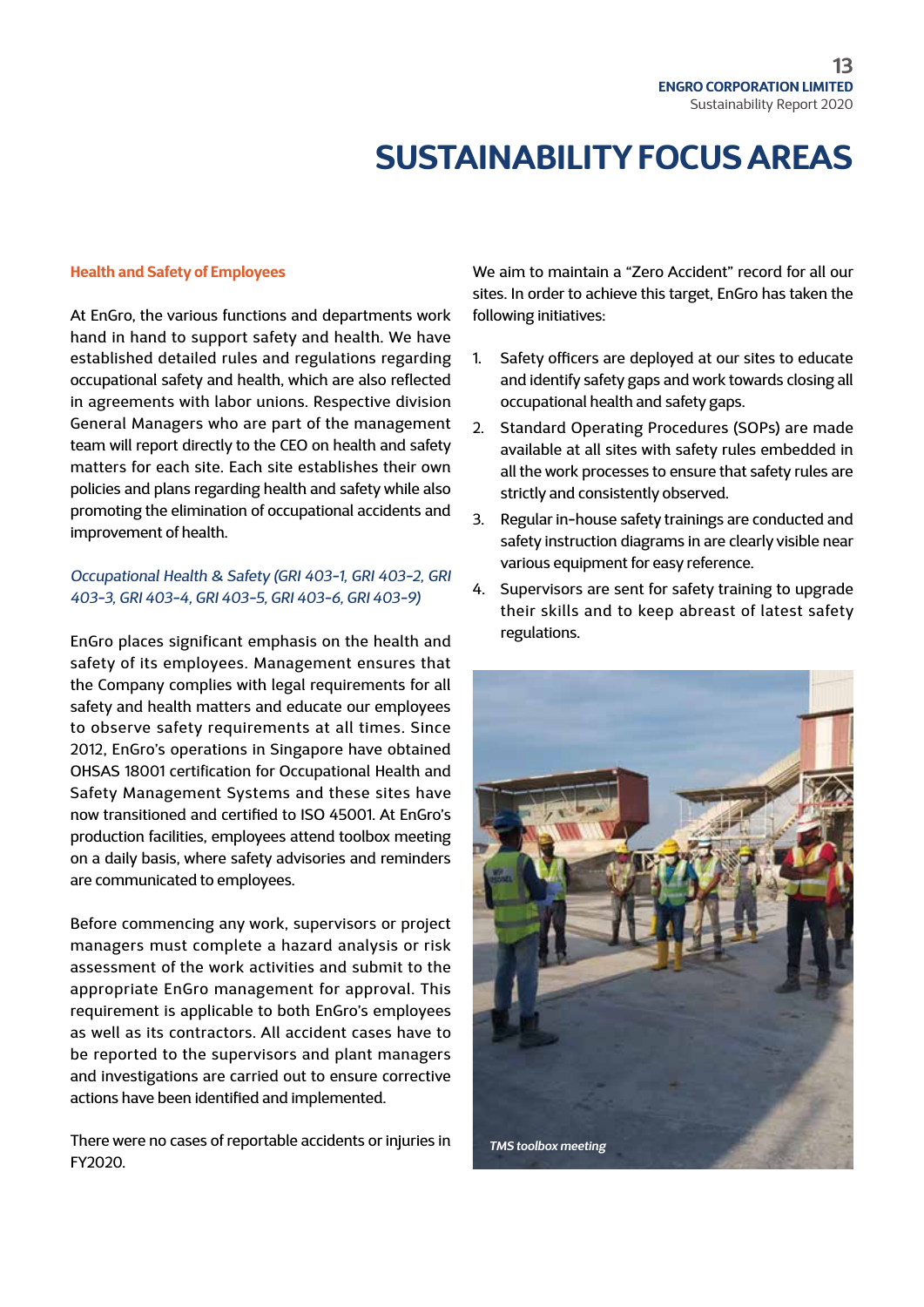# SUSTAINABILITY FOCUS AREAS

## Health and Safety of Employees

At EnGro, the various functions and departments work hand in hand to support safety and health. We have established detailed rules and regulations regarding occupational safety and health, which are also reflected in agreements with labor unions. Respective division General Managers who are part of the management team will report directly to the CEO on health and safety matters for each site. Each site establishes their own policies and plans regarding health and safety while also promoting the elimination of occupational accidents and improvement of health.

### *Occupational Health & Safety (GRI 403-1, GRI 403-2, GRI 403-3, GRI 403-4, GRI 403-5, GRI 403-6, GRI 403-9)*

EnGro places significant emphasis on the health and safety of its employees. Management ensures that the Company complies with legal requirements for all safety and health matters and educate our employees to observe safety requirements at all times. Since 2012, EnGro's operations in Singapore have obtained OHSAS 18001 certification for Occupational Health and Safety Management Systems and these sites have now transitioned and certified to ISO 45001. At EnGro's production facilities, employees attend toolbox meeting on a daily basis, where safety advisories and reminders are communicated to employees.

Before commencing any work, supervisors or project managers must complete a hazard analysis or risk assessment of the work activities and submit to the appropriate EnGro management for approval. This requirement is applicable to both EnGro's employees as well as its contractors. All accident cases have to be reported to the supervisors and plant managers and investigations are carried out to ensure corrective actions have been identified and implemented.

There were no cases of reportable accidents or injuries in FY2020.

We aim to maintain a "Zero Accident" record for all our sites. In order to achieve this target, EnGro has taken the following initiatives:

1. Safety officers are deployed at our sites to educate and identify safety gaps and work towards closing all occupational health and safety gaps.
2. Standard Operating Procedures (SOPs) are made available at all sites with safety rules embedded in all the work processes to ensure that safety rules are strictly and consistently observed.
3. Regular in-house safety trainings are conducted and safety instruction diagrams in are clearly visible near various equipment for easy reference.
4. Supervisors are sent for safety training to upgrade their skills and to keep abreast of latest safety regulations.

*TMS toolbox meeting*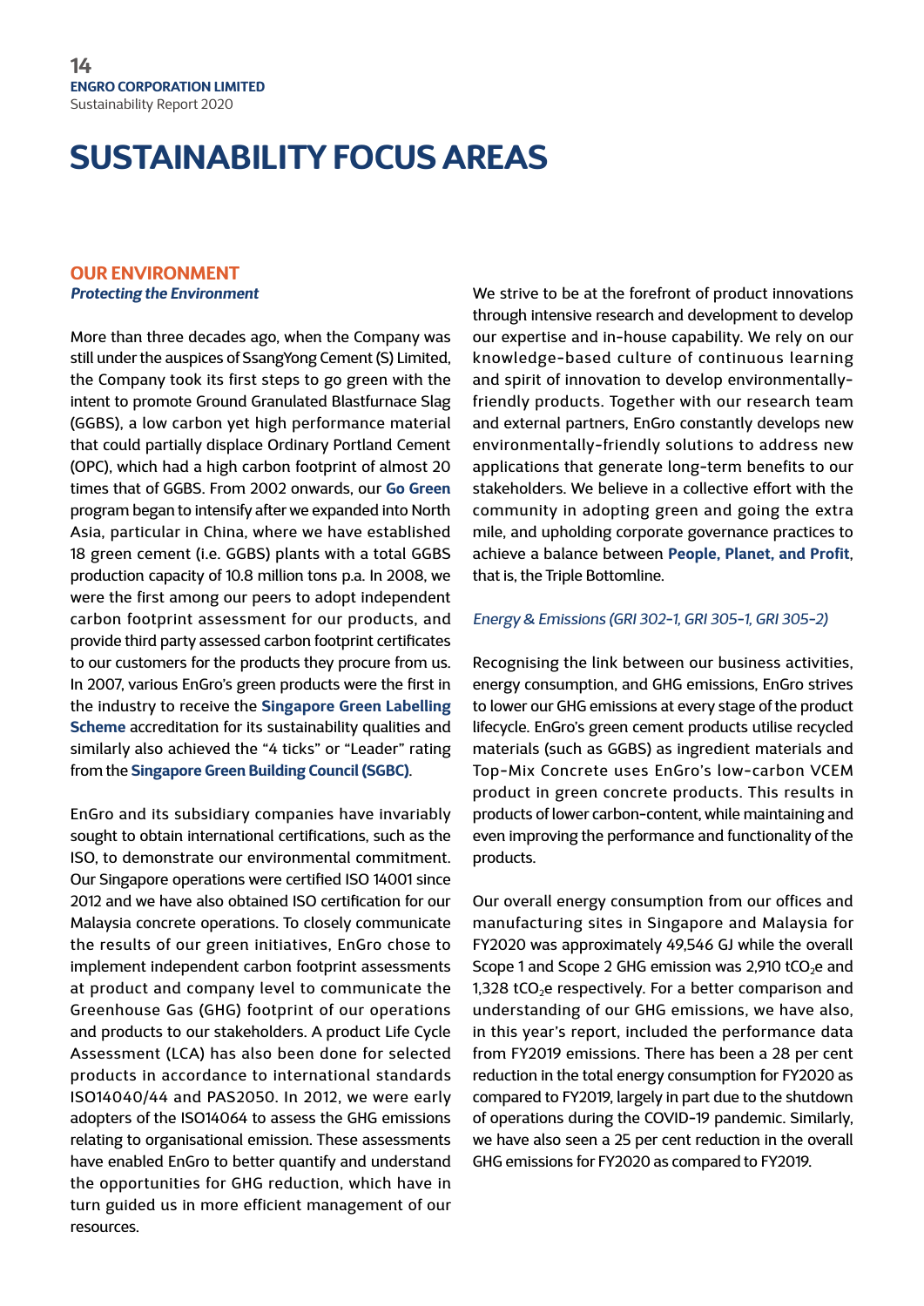# SUSTAINABILITY FOCUS AREAS

## OUR ENVIRONMENT

***Protecting the Environment***

More than three decades ago, when the Company was still under the auspices of SsangYong Cement (S) Limited, the Company took its first steps to go green with the intent to promote Ground Granulated Blastfurnace Slag (GGBS), a low carbon yet high performance material that could partially displace Ordinary Portland Cement (OPC), which had a high carbon footprint of almost 20 times that of GGBS. From 2002 onwards, our **Go Green** program began to intensify after we expanded into North Asia, particular in China, where we have established 18 green cement (i.e. GGBS) plants with a total GGBS production capacity of 10.8 million tons p.a. In 2008, we were the first among our peers to adopt independent carbon footprint assessment for our products, and provide third party assessed carbon footprint certificates to our customers for the products they procure from us. In 2007, various EnGro's green products were the first in the industry to receive the **Singapore Green Labelling Scheme** accreditation for its sustainability qualities and similarly also achieved the "4 ticks" or "Leader" rating from the **Singapore Green Building Council (SGBC)**.

EnGro and its subsidiary companies have invariably sought to obtain international certifications, such as the ISO, to demonstrate our environmental commitment. Our Singapore operations were certified ISO 14001 since 2012 and we have also obtained ISO certification for our Malaysia concrete operations. To closely communicate the results of our green initiatives, EnGro chose to implement independent carbon footprint assessments at product and company level to communicate the Greenhouse Gas (GHG) footprint of our operations and products to our stakeholders. A product Life Cycle Assessment (LCA) has also been done for selected products in accordance to international standards ISO14040/44 and PAS2050. In 2012, we were early adopters of the ISO14064 to assess the GHG emissions relating to organisational emission. These assessments have enabled EnGro to better quantify and understand the opportunities for GHG reduction, which have in turn guided us in more efficient management of our resources.

We strive to be at the forefront of product innovations through intensive research and development to develop our expertise and in-house capability. We rely on our knowledge-based culture of continuous learning and spirit of innovation to develop environmentally-friendly products. Together with our research team and external partners, EnGro constantly develops new environmentally-friendly solutions to address new applications that generate long-term benefits to our stakeholders. We believe in a collective effort with the community in adopting green and going the extra mile, and upholding corporate governance practices to achieve a balance between **People, Planet, and Profit**, that is, the Triple Bottomline.

*Energy & Emissions (GRI 302-1, GRI 305-1, GRI 305-2)*

Recognising the link between our business activities, energy consumption, and GHG emissions, EnGro strives to lower our GHG emissions at every stage of the product lifecycle. EnGro's green cement products utilise recycled materials (such as GGBS) as ingredient materials and Top-Mix Concrete uses EnGro's low-carbon VCEM product in green concrete products. This results in products of lower carbon-content, while maintaining and even improving the performance and functionality of the products.

Our overall energy consumption from our offices and manufacturing sites in Singapore and Malaysia for FY2020 was approximately 49,546 GJ while the overall Scope 1 and Scope 2 GHG emission was 2,910 $tCO_2e$ and 1,328 $tCO_2e$ respectively. For a better comparison and understanding of our GHG emissions, we have also, in this year's report, included the performance data from FY2019 emissions. There has been a 28 per cent reduction in the total energy consumption for FY2020 as compared to FY2019, largely in part due to the shutdown of operations during the COVID-19 pandemic. Similarly, we have also seen a 25 per cent reduction in the overall GHG emissions for FY2020 as compared to FY2019.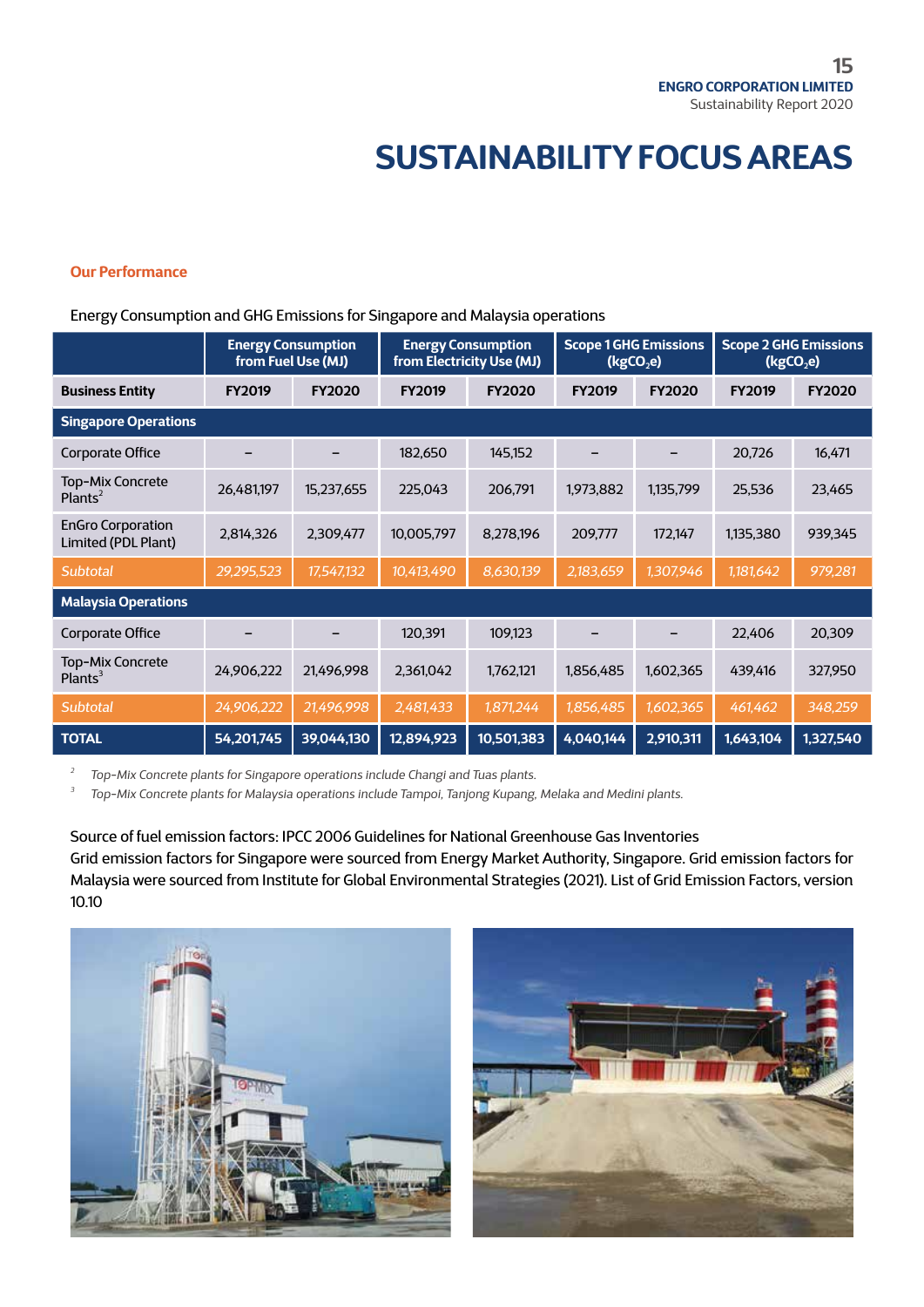# SUSTAINABILITY FOCUS AREAS

## Our Performance

Energy Consumption and GHG Emissions for Singapore and Malaysia operations

| | Energy Consumption from Fuel Use (MJ) | | Energy Consumption from Electricity Use (MJ) | | Scope 1 GHG Emissions ($kgCO_2e$) | | Scope 2 GHG Emissions ($kgCO_2e$) | |
|---|---|---|---|---|---|---|---|---|
| **Business Entity** | **FY2019** | **FY2020** | **FY2019** | **FY2020** | **FY2019** | **FY2020** | **FY2019** | **FY2020** |
| **Singapore Operations** | | | | | | | | |
| Corporate Office | – | – | 182,650 | 145,152 | – | – | 20,726 | 16,471 |
| Top-Mix Concrete Plants[2] | 26,481,197 | 15,237,655 | 225,043 | 206,791 | 1,973,882 | 1,135,799 | 25,536 | 23,465 |
| EnGro Corporation Limited (PDL Plant) | 2,814,326 | 2,309,477 | 10,005,797 | 8,278,196 | 209,777 | 172,147 | 1,135,380 | 939,345 |
| *Subtotal* | *29,295,523* | *17,547,132* | *10,413,490* | *8,630,139* | *2,183,659* | *1,307,946* | *1,181,642* | *979,281* |
| **Malaysia Operations** | | | | | | | | |
| Corporate Office | – | – | 120,391 | 109,123 | – | – | 22,406 | 20,309 |
| Top-Mix Concrete Plants[3] | 24,906,222 | 21,496,998 | 2,361,042 | 1,762,121 | 1,856,485 | 1,602,365 | 439,416 | 327,950 |
| *Subtotal* | *24,906,222* | *21,496,998* | *2,481,433* | *1,871,244* | *1,856,485* | *1,602,365* | *461,462* | *348,259* |
| **TOTAL** | **54,201,745** | **39,044,130** | **12,894,923** | **10,501,383** | **4,040,144** | **2,910,311** | **1,643,104** | **1,327,540** |

[2] *Top-Mix Concrete plants for Singapore operations include Changi and Tuas plants.*

[3] *Top-Mix Concrete plants for Malaysia operations include Tampoi, Tanjong Kupang, Melaka and Medini plants.*

Source of fuel emission factors: IPCC 2006 Guidelines for National Greenhouse Gas Inventories
Grid emission factors for Singapore were sourced from Energy Market Authority, Singapore. Grid emission factors for Malaysia were sourced from Institute for Global Environmental Strategies (2021). List of Grid Emission Factors, version 10.10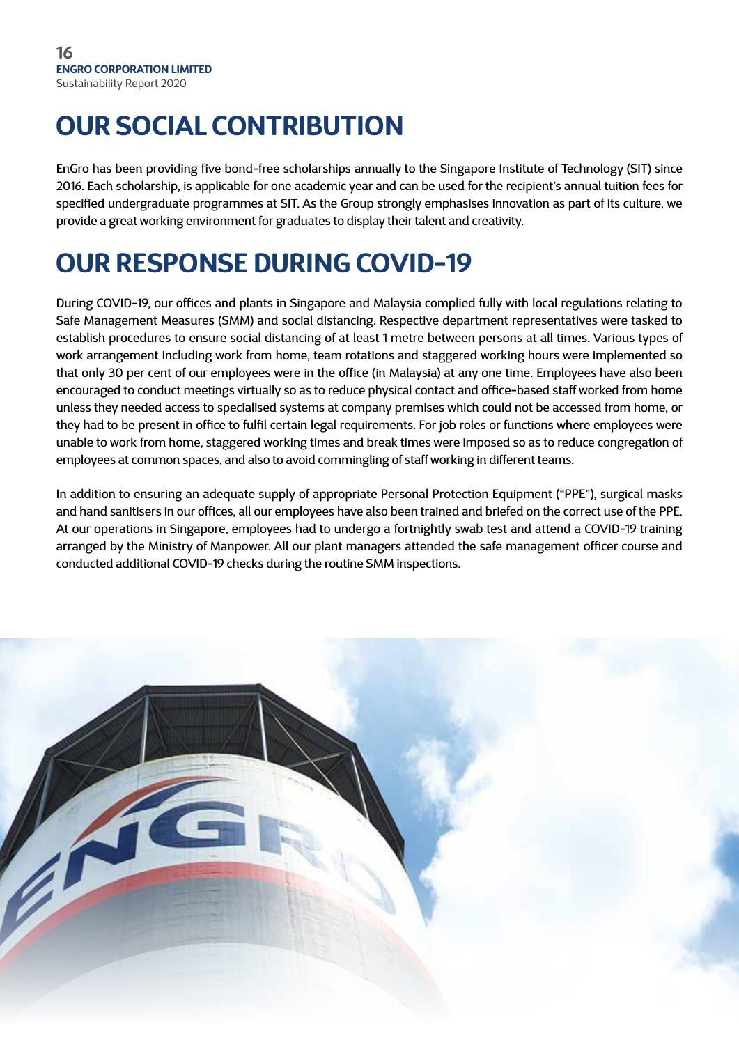# OUR SOCIAL CONTRIBUTION

EnGro has been providing five bond-free scholarships annually to the Singapore Institute of Technology (SIT) since 2016. Each scholarship, is applicable for one academic year and can be used for the recipient's annual tuition fees for specified undergraduate programmes at SIT. As the Group strongly emphasises innovation as part of its culture, we provide a great working environment for graduates to display their talent and creativity.

# OUR RESPONSE DURING COVID-19

During COVID-19, our offices and plants in Singapore and Malaysia complied fully with local regulations relating to Safe Management Measures (SMM) and social distancing. Respective department representatives were tasked to establish procedures to ensure social distancing of at least 1 metre between persons at all times. Various types of work arrangement including work from home, team rotations and staggered working hours were implemented so that only 30 per cent of our employees were in the office (in Malaysia) at any one time. Employees have also been encouraged to conduct meetings virtually so as to reduce physical contact and office-based staff worked from home unless they needed access to specialised systems at company premises which could not be accessed from home, or they had to be present in office to fulfil certain legal requirements. For job roles or functions where employees were unable to work from home, staggered working times and break times were imposed so as to reduce congregation of employees at common spaces, and also to avoid commingling of staff working in different teams.

In addition to ensuring an adequate supply of appropriate Personal Protection Equipment ("PPE"), surgical masks and hand sanitisers in our offices, all our employees have also been trained and briefed on the correct use of the PPE. At our operations in Singapore, employees had to undergo a fortnightly swab test and attend a COVID-19 training arranged by the Ministry of Manpower. All our plant managers attended the safe management officer course and conducted additional COVID-19 checks during the routine SMM inspections.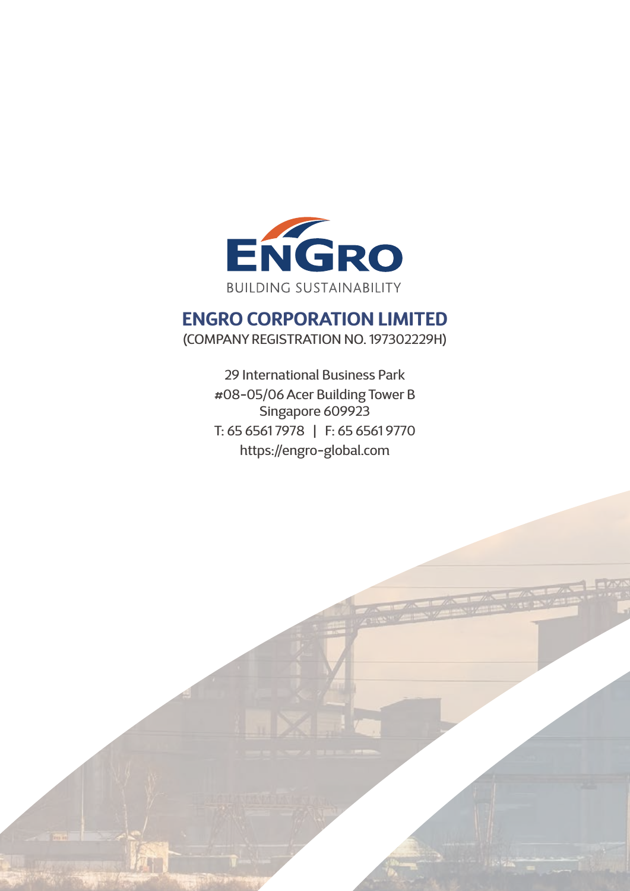ENGRO

BUILDING SUSTAINABILITY

## ENGRO CORPORATION LIMITED

(COMPANY REGISTRATION NO. 197302229H)

29 International Business Park
#08-05/06 Acer Building Tower B
Singapore 609923
T: 65 6561 7978 | F: 65 6561 9770
https://engro-global.com